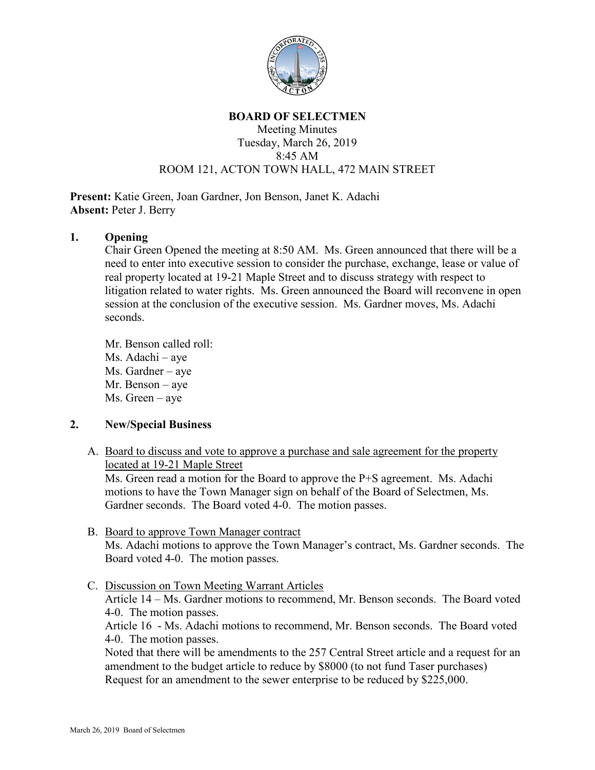# BOARD OF SELECTMEN

Meeting Minutes
Tuesday, March 26, 2019
8:45 AM
ROOM 121, ACTON TOWN HALL, 472 MAIN STREET

**Present:** Katie Green, Joan Gardner, Jon Benson, Janet K. Adachi
**Absent:** Peter J. Berry

## 1. Opening

Chair Green Opened the meeting at 8:50 AM. Ms. Green announced that there will be a need to enter into executive session to consider the purchase, exchange, lease or value of real property located at 19-21 Maple Street and to discuss strategy with respect to litigation related to water rights. Ms. Green announced the Board will reconvene in open session at the conclusion of the executive session. Ms. Gardner moves, Ms. Adachi seconds.

Mr. Benson called roll:
Ms. Adachi – aye
Ms. Gardner – aye
Mr. Benson – aye
Ms. Green – aye

## 2. New/Special Business

A. <u>Board to discuss and vote to approve a purchase and sale agreement for the property located at 19-21 Maple Street</u>
Ms. Green read a motion for the Board to approve the P+S agreement. Ms. Adachi motions to have the Town Manager sign on behalf of the Board of Selectmen, Ms. Gardner seconds. The Board voted 4-0. The motion passes.

B. <u>Board to approve Town Manager contract</u>
Ms. Adachi motions to approve the Town Manager's contract, Ms. Gardner seconds. The Board voted 4-0. The motion passes.

C. <u>Discussion on Town Meeting Warrant Articles</u>
Article 14 – Ms. Gardner motions to recommend, Mr. Benson seconds. The Board voted 4-0. The motion passes.
Article 16 - Ms. Adachi motions to recommend, Mr. Benson seconds. The Board voted 4-0. The motion passes.
Noted that there will be amendments to the 257 Central Street article and a request for an amendment to the budget article to reduce by $8000 (to not fund Taser purchases) Request for an amendment to the sewer enterprise to be reduced by $225,000.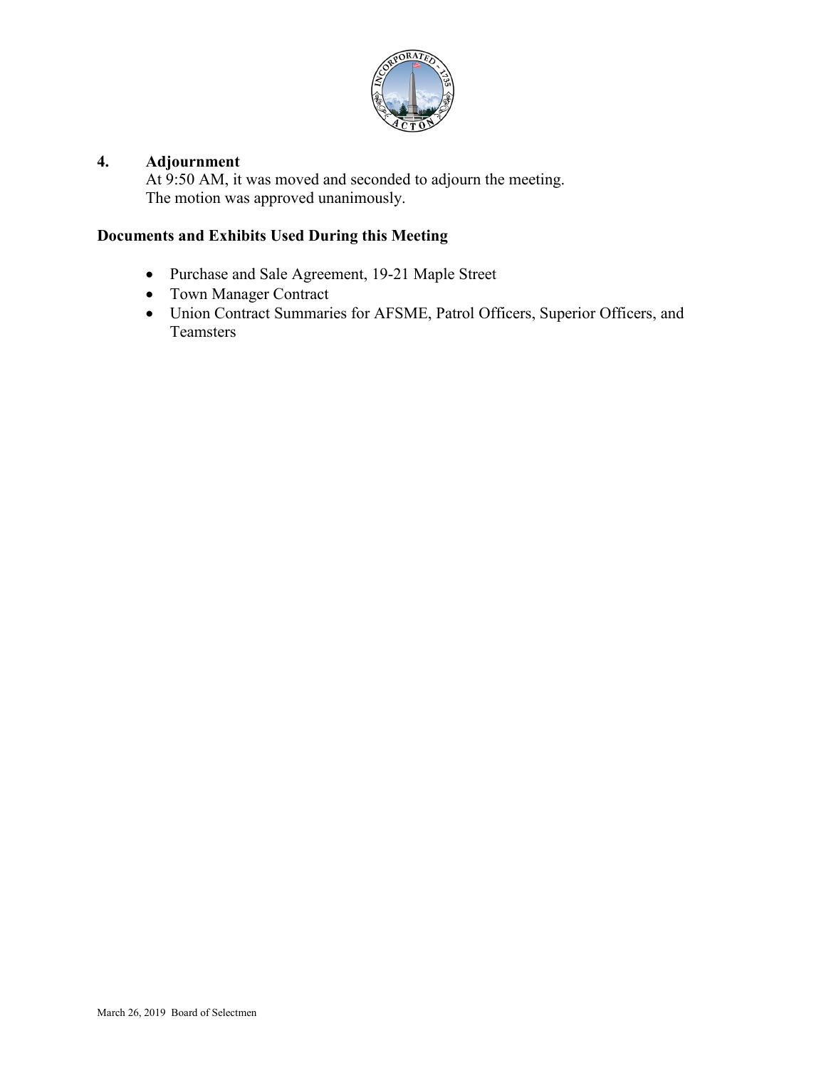## 4. Adjournment

At 9:50 AM, it was moved and seconded to adjourn the meeting.
The motion was approved unanimously.

**Documents and Exhibits Used During this Meeting**

- Purchase and Sale Agreement, 19-21 Maple Street
- Town Manager Contract
- Union Contract Summaries for AFSME, Patrol Officers, Superior Officers, and Teamsters